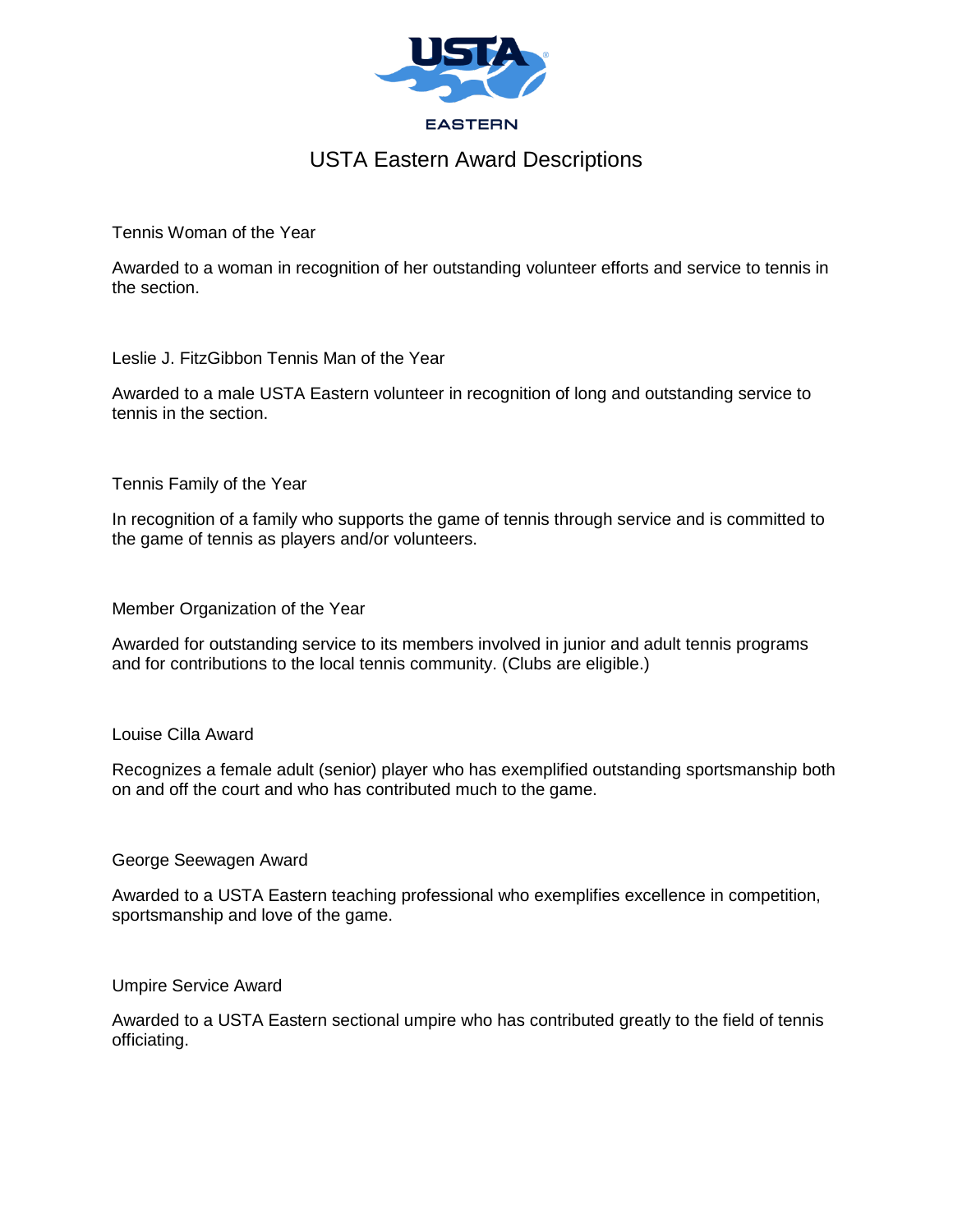USTA EASTERN

# USTA Eastern Award Descriptions

## Tennis Woman of the Year

Awarded to a woman in recognition of her outstanding volunteer efforts and service to tennis in the section.

## Leslie J. FitzGibbon Tennis Man of the Year

Awarded to a male USTA Eastern volunteer in recognition of long and outstanding service to tennis in the section.

## Tennis Family of the Year

In recognition of a family who supports the game of tennis through service and is committed to the game of tennis as players and/or volunteers.

## Member Organization of the Year

Awarded for outstanding service to its members involved in junior and adult tennis programs and for contributions to the local tennis community. (Clubs are eligible.)

## Louise Cilla Award

Recognizes a female adult (senior) player who has exemplified outstanding sportsmanship both on and off the court and who has contributed much to the game.

## George Seewagen Award

Awarded to a USTA Eastern teaching professional who exemplifies excellence in competition, sportsmanship and love of the game.

## Umpire Service Award

Awarded to a USTA Eastern sectional umpire who has contributed greatly to the field of tennis officiating.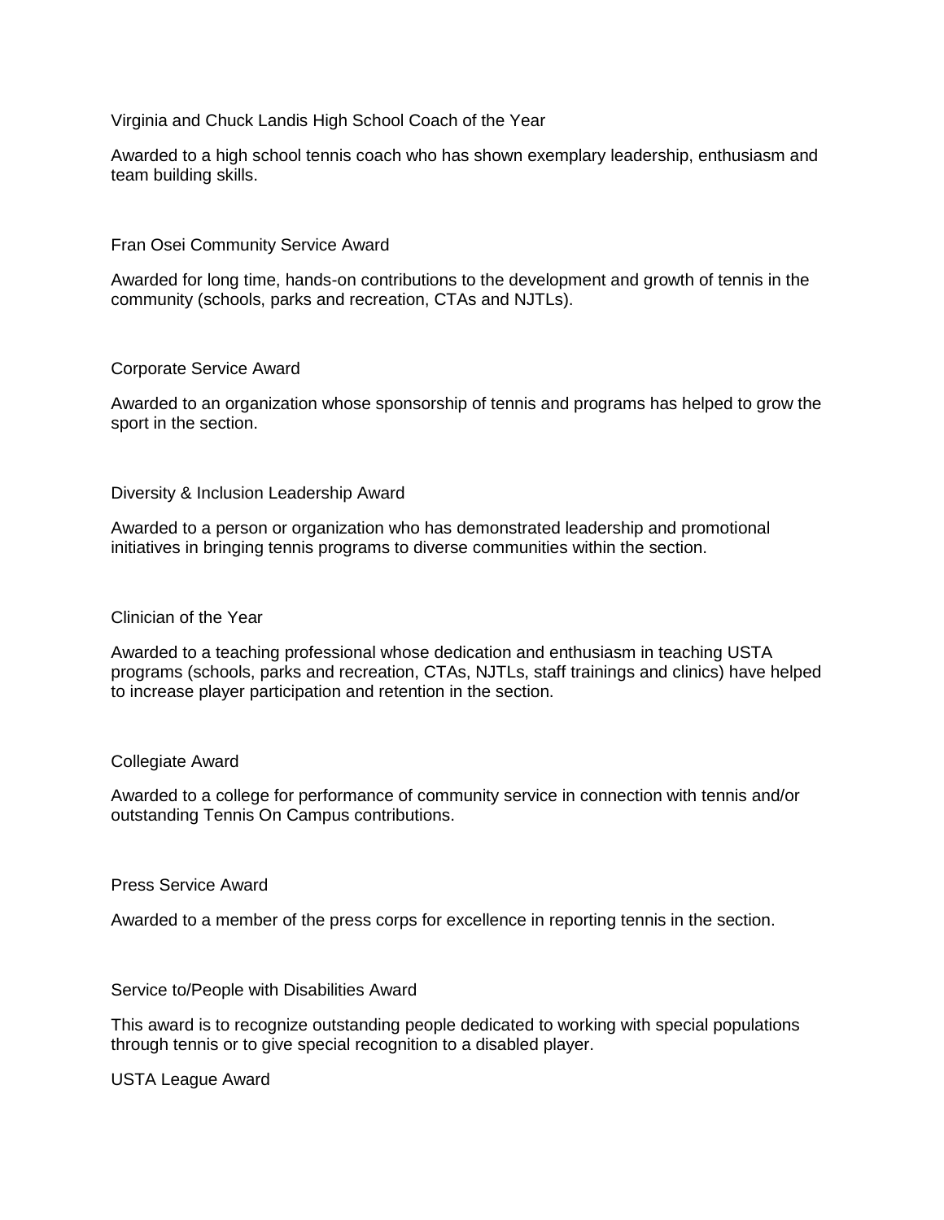Virginia and Chuck Landis High School Coach of the Year

Awarded to a high school tennis coach who has shown exemplary leadership, enthusiasm and team building skills.

Fran Osei Community Service Award

Awarded for long time, hands-on contributions to the development and growth of tennis in the community (schools, parks and recreation, CTAs and NJTLs).

Corporate Service Award

Awarded to an organization whose sponsorship of tennis and programs has helped to grow the sport in the section.

Diversity & Inclusion Leadership Award

Awarded to a person or organization who has demonstrated leadership and promotional initiatives in bringing tennis programs to diverse communities within the section.

Clinician of the Year

Awarded to a teaching professional whose dedication and enthusiasm in teaching USTA programs (schools, parks and recreation, CTAs, NJTLs, staff trainings and clinics) have helped to increase player participation and retention in the section.

Collegiate Award

Awarded to a college for performance of community service in connection with tennis and/or outstanding Tennis On Campus contributions.

Press Service Award

Awarded to a member of the press corps for excellence in reporting tennis in the section.

Service to/People with Disabilities Award

This award is to recognize outstanding people dedicated to working with special populations through tennis or to give special recognition to a disabled player.

USTA League Award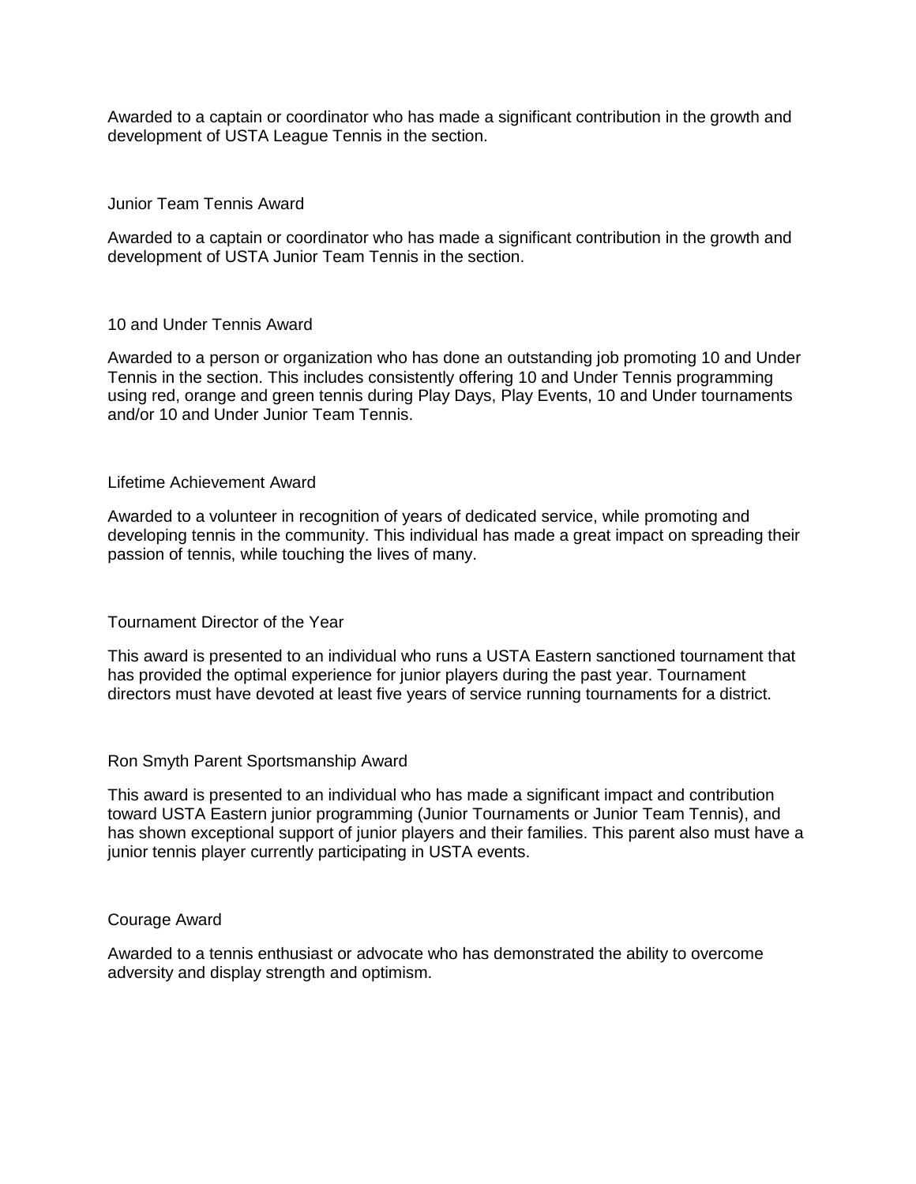Awarded to a captain or coordinator who has made a significant contribution in the growth and development of USTA League Tennis in the section.

### Junior Team Tennis Award

Awarded to a captain or coordinator who has made a significant contribution in the growth and development of USTA Junior Team Tennis in the section.

### 10 and Under Tennis Award

Awarded to a person or organization who has done an outstanding job promoting 10 and Under Tennis in the section. This includes consistently offering 10 and Under Tennis programming using red, orange and green tennis during Play Days, Play Events, 10 and Under tournaments and/or 10 and Under Junior Team Tennis.

### Lifetime Achievement Award

Awarded to a volunteer in recognition of years of dedicated service, while promoting and developing tennis in the community. This individual has made a great impact on spreading their passion of tennis, while touching the lives of many.

### Tournament Director of the Year

This award is presented to an individual who runs a USTA Eastern sanctioned tournament that has provided the optimal experience for junior players during the past year. Tournament directors must have devoted at least five years of service running tournaments for a district.

### Ron Smyth Parent Sportsmanship Award

This award is presented to an individual who has made a significant impact and contribution toward USTA Eastern junior programming (Junior Tournaments or Junior Team Tennis), and has shown exceptional support of junior players and their families. This parent also must have a junior tennis player currently participating in USTA events.

### Courage Award

Awarded to a tennis enthusiast or advocate who has demonstrated the ability to overcome adversity and display strength and optimism.